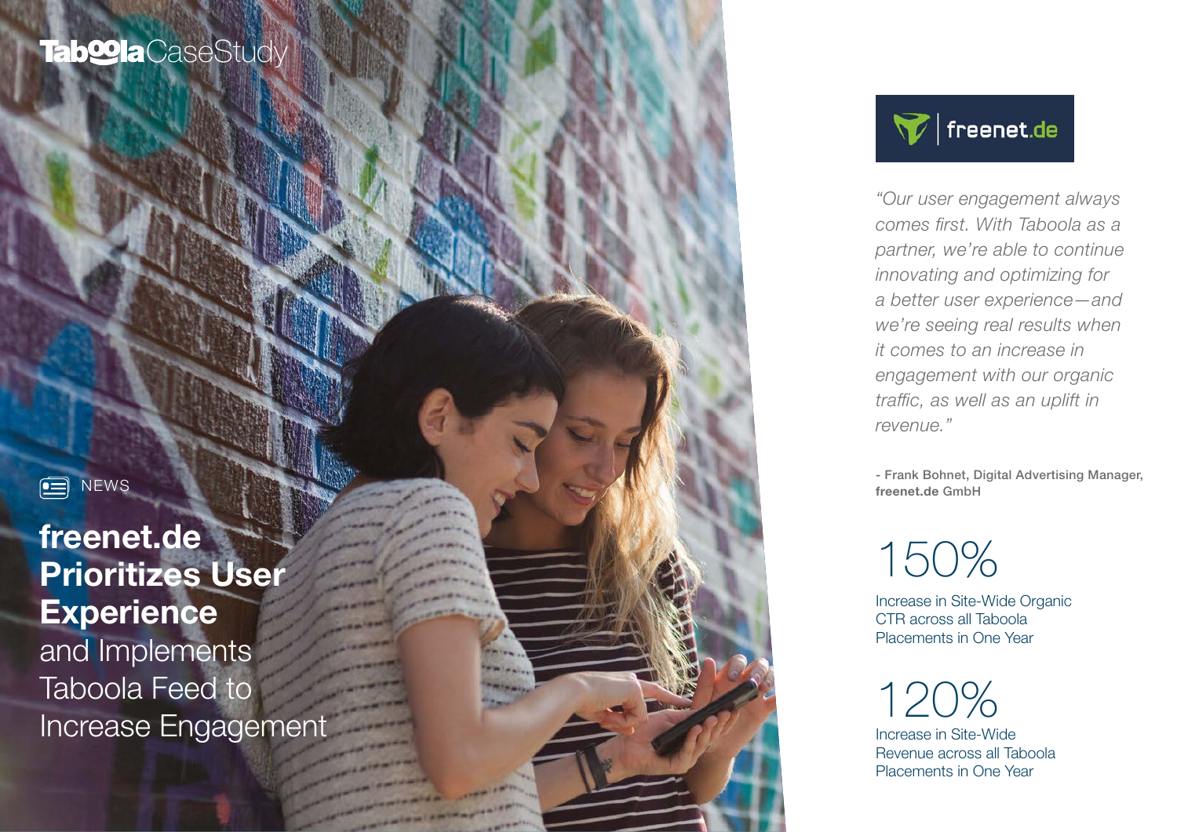Taboola CaseStudy

NEWS

# **freenet.de Prioritizes User Experience** and Implements Taboola Feed to Increase Engagement

freenet.de

*"Our user engagement always comes first. With Taboola as a partner, we're able to continue innovating and optimizing for a better user experience—and we're seeing real results when it comes to an increase in engagement with our organic traffic, as well as an uplift in revenue."*

- **Frank Bohnet, Digital Advertising Manager, freenet.de** GmbH

## 150%

Increase in Site-Wide Organic CTR across all Taboola Placements in One Year

## 120%

Increase in Site-Wide Revenue across all Taboola Placements in One Year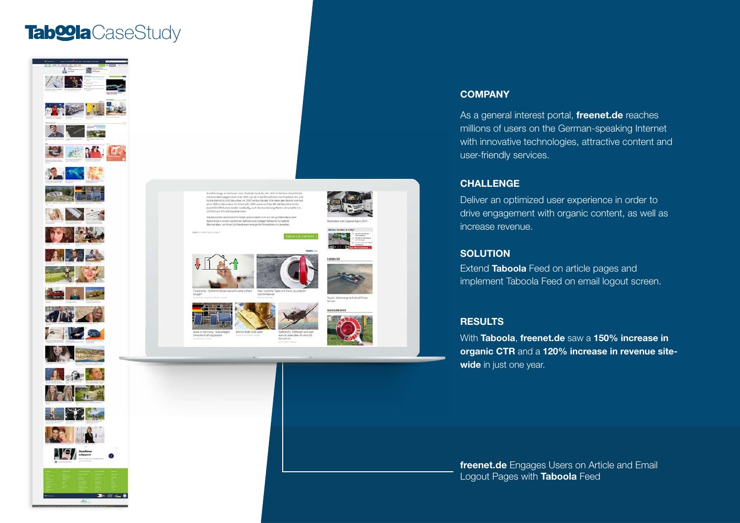# Taboola Case Study

## COMPANY

As a general interest portal, **freenet.de** reaches millions of users on the German-speaking Internet with innovative technologies, attractive content and user-friendly services.

## CHALLENGE

Deliver an optimized user experience in order to drive engagement with organic content, as well as increase revenue.

## SOLUTION

Extend **Taboola** Feed on article pages and implement Taboola Feed on email logout screen.

## RESULTS

With **Taboola**, **freenet.de** saw a **150% increase in organic CTR** and a **120% increase in revenue site-wide** in just one year.

**freenet.de** Engages Users on Article and Email Logout Pages with **Taboola** Feed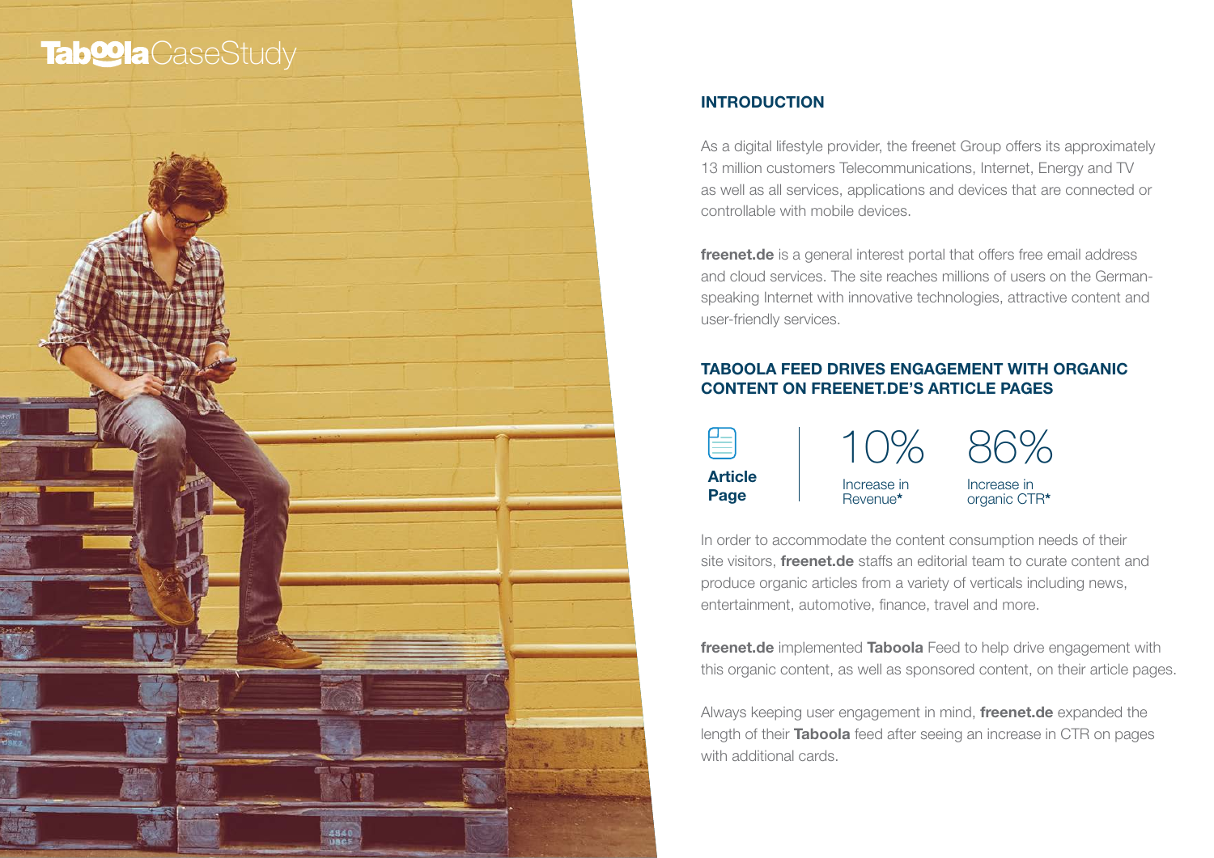# TaboolaCaseStudy

## INTRODUCTION

As a digital lifestyle provider, the freenet Group offers its approximately 13 million customers Telecommunications, Internet, Energy and TV as well as all services, applications and devices that are connected or controllable with mobile devices.

**freenet.de** is a general interest portal that offers free email address and cloud services. The site reaches millions of users on the German-speaking Internet with innovative technologies, attractive content and user-friendly services.

## TABOOLA FEED DRIVES ENGAGEMENT WITH ORGANIC CONTENT ON FREENET.DE'S ARTICLE PAGES

**Article Page**

10%
Increase in Revenue*

86%
Increase in organic CTR*

In order to accommodate the content consumption needs of their site visitors, **freenet.de** staffs an editorial team to curate content and produce organic articles from a variety of verticals including news, entertainment, automotive, finance, travel and more.

**freenet.de** implemented **Taboola** Feed to help drive engagement with this organic content, as well as sponsored content, on their article pages.

Always keeping user engagement in mind, **freenet.de** expanded the length of their **Taboola** feed after seeing an increase in CTR on pages with additional cards.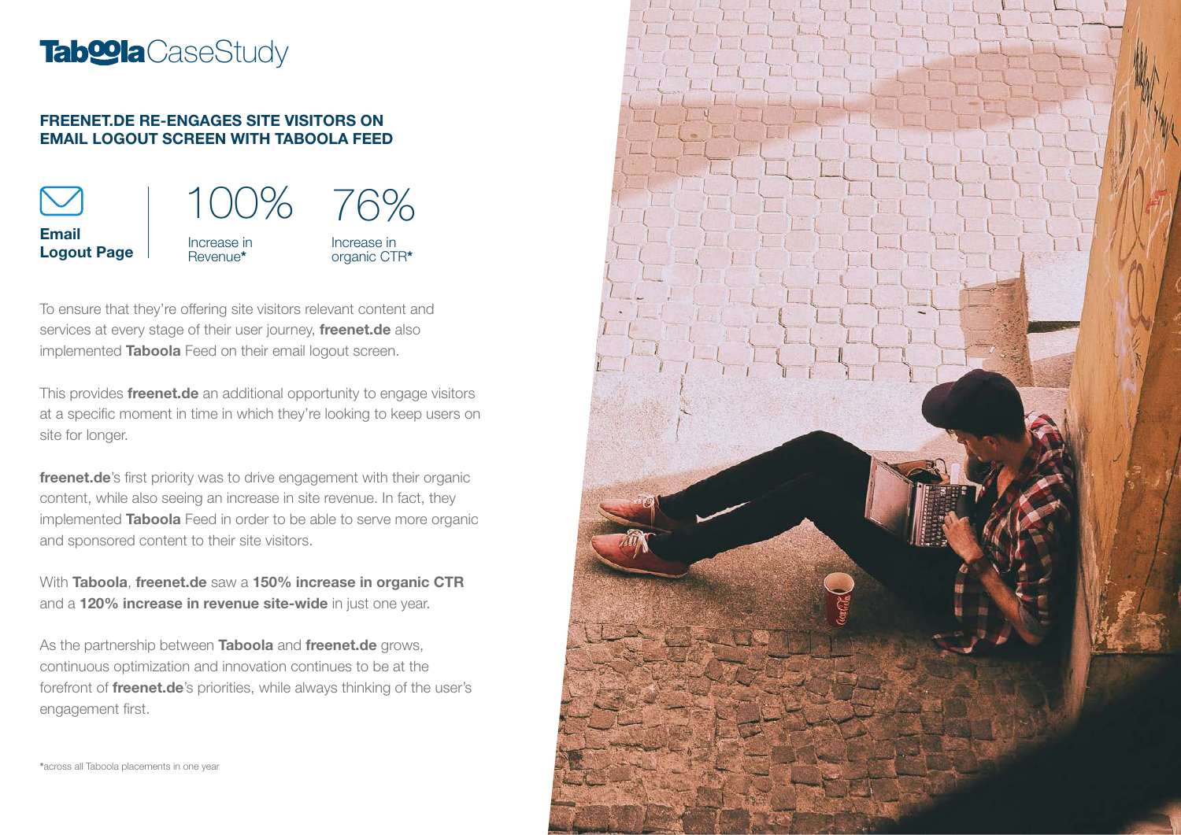# TaboolaCaseStudy

## FREENET.DE RE-ENGAGES SITE VISITORS ON EMAIL LOGOUT SCREEN WITH TABOOLA FEED

**Email Logout Page**

100%
Increase in Revenue*

76%
Increase in organic CTR*

To ensure that they're offering site visitors relevant content and services at every stage of their user journey, **freenet.de** also implemented **Taboola** Feed on their email logout screen.

This provides **freenet.de** an additional opportunity to engage visitors at a specific moment in time in which they're looking to keep users on site for longer.

**freenet.de**'s first priority was to drive engagement with their organic content, while also seeing an increase in site revenue. In fact, they implemented **Taboola** Feed in order to be able to serve more organic and sponsored content to their site visitors.

With **Taboola**, **freenet.de** saw a **150% increase in organic CTR** and a **120% increase in revenue site-wide** in just one year.

As the partnership between **Taboola** and **freenet.de** grows, continuous optimization and innovation continues to be at the forefront of **freenet.de**'s priorities, while always thinking of the user's engagement first.

*across all Taboola placements in one year